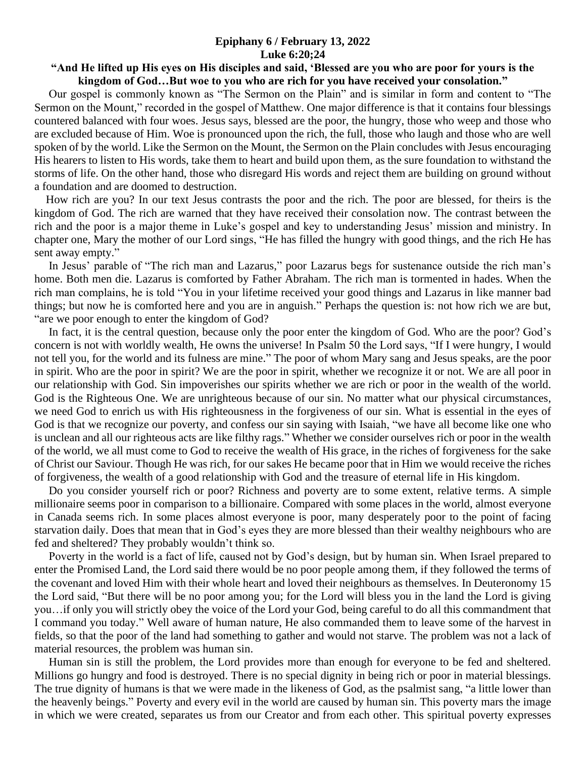**Epiphany 6 / February 13, 2022**
**Luke 6:20;24**

**"And He lifted up His eyes on His disciples and said, 'Blessed are you who are poor for yours is the kingdom of God…But woe to you who are rich for you have received your consolation."**

Our gospel is commonly known as "The Sermon on the Plain" and is similar in form and content to "The Sermon on the Mount," recorded in the gospel of Matthew. One major difference is that it contains four blessings countered balanced with four woes. Jesus says, blessed are the poor, the hungry, those who weep and those who are excluded because of Him. Woe is pronounced upon the rich, the full, those who laugh and those who are well spoken of by the world. Like the Sermon on the Mount, the Sermon on the Plain concludes with Jesus encouraging His hearers to listen to His words, take them to heart and build upon them, as the sure foundation to withstand the storms of life. On the other hand, those who disregard His words and reject them are building on ground without a foundation and are doomed to destruction.

How rich are you? In our text Jesus contrasts the poor and the rich. The poor are blessed, for theirs is the kingdom of God. The rich are warned that they have received their consolation now. The contrast between the rich and the poor is a major theme in Luke's gospel and key to understanding Jesus' mission and ministry. In chapter one, Mary the mother of our Lord sings, "He has filled the hungry with good things, and the rich He has sent away empty."

In Jesus' parable of "The rich man and Lazarus," poor Lazarus begs for sustenance outside the rich man's home. Both men die. Lazarus is comforted by Father Abraham. The rich man is tormented in hades. When the rich man complains, he is told "You in your lifetime received your good things and Lazarus in like manner bad things; but now he is comforted here and you are in anguish." Perhaps the question is: not how rich we are but, "are we poor enough to enter the kingdom of God?

In fact, it is the central question, because only the poor enter the kingdom of God. Who are the poor? God's concern is not with worldly wealth, He owns the universe! In Psalm 50 the Lord says, "If I were hungry, I would not tell you, for the world and its fulness are mine." The poor of whom Mary sang and Jesus speaks, are the poor in spirit. Who are the poor in spirit? We are the poor in spirit, whether we recognize it or not. We are all poor in our relationship with God. Sin impoverishes our spirits whether we are rich or poor in the wealth of the world. God is the Righteous One. We are unrighteous because of our sin. No matter what our physical circumstances, we need God to enrich us with His righteousness in the forgiveness of our sin. What is essential in the eyes of God is that we recognize our poverty, and confess our sin saying with Isaiah, "we have all become like one who is unclean and all our righteous acts are like filthy rags." Whether we consider ourselves rich or poor in the wealth of the world, we all must come to God to receive the wealth of His grace, in the riches of forgiveness for the sake of Christ our Saviour. Though He was rich, for our sakes He became poor that in Him we would receive the riches of forgiveness, the wealth of a good relationship with God and the treasure of eternal life in His kingdom.

Do you consider yourself rich or poor? Richness and poverty are to some extent, relative terms. A simple millionaire seems poor in comparison to a billionaire. Compared with some places in the world, almost everyone in Canada seems rich. In some places almost everyone is poor, many desperately poor to the point of facing starvation daily. Does that mean that in God's eyes they are more blessed than their wealthy neighbours who are fed and sheltered? They probably wouldn't think so.

Poverty in the world is a fact of life, caused not by God's design, but by human sin. When Israel prepared to enter the Promised Land, the Lord said there would be no poor people among them, if they followed the terms of the covenant and loved Him with their whole heart and loved their neighbours as themselves. In Deuteronomy 15 the Lord said, "But there will be no poor among you; for the Lord will bless you in the land the Lord is giving you…if only you will strictly obey the voice of the Lord your God, being careful to do all this commandment that I command you today." Well aware of human nature, He also commanded them to leave some of the harvest in fields, so that the poor of the land had something to gather and would not starve. The problem was not a lack of material resources, the problem was human sin.

Human sin is still the problem, the Lord provides more than enough for everyone to be fed and sheltered. Millions go hungry and food is destroyed. There is no special dignity in being rich or poor in material blessings. The true dignity of humans is that we were made in the likeness of God, as the psalmist sang, "a little lower than the heavenly beings." Poverty and every evil in the world are caused by human sin. This poverty mars the image in which we were created, separates us from our Creator and from each other. This spiritual poverty expresses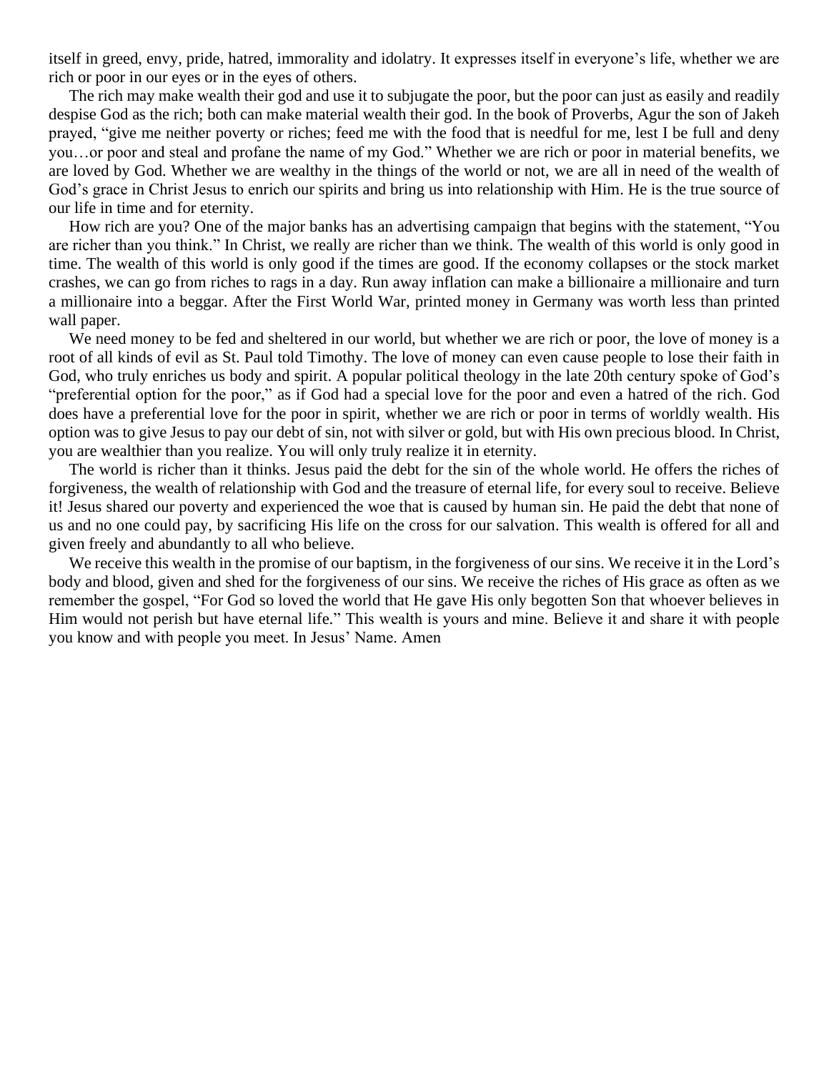itself in greed, envy, pride, hatred, immorality and idolatry. It expresses itself in everyone's life, whether we are rich or poor in our eyes or in the eyes of others.

The rich may make wealth their god and use it to subjugate the poor, but the poor can just as easily and readily despise God as the rich; both can make material wealth their god. In the book of Proverbs, Agur the son of Jakeh prayed, "give me neither poverty or riches; feed me with the food that is needful for me, lest I be full and deny you…or poor and steal and profane the name of my God." Whether we are rich or poor in material benefits, we are loved by God. Whether we are wealthy in the things of the world or not, we are all in need of the wealth of God's grace in Christ Jesus to enrich our spirits and bring us into relationship with Him. He is the true source of our life in time and for eternity.

How rich are you? One of the major banks has an advertising campaign that begins with the statement, "You are richer than you think." In Christ, we really are richer than we think. The wealth of this world is only good in time. The wealth of this world is only good if the times are good. If the economy collapses or the stock market crashes, we can go from riches to rags in a day. Run away inflation can make a billionaire a millionaire and turn a millionaire into a beggar. After the First World War, printed money in Germany was worth less than printed wall paper.

We need money to be fed and sheltered in our world, but whether we are rich or poor, the love of money is a root of all kinds of evil as St. Paul told Timothy. The love of money can even cause people to lose their faith in God, who truly enriches us body and spirit. A popular political theology in the late 20th century spoke of God's "preferential option for the poor," as if God had a special love for the poor and even a hatred of the rich. God does have a preferential love for the poor in spirit, whether we are rich or poor in terms of worldly wealth. His option was to give Jesus to pay our debt of sin, not with silver or gold, but with His own precious blood. In Christ, you are wealthier than you realize. You will only truly realize it in eternity.

The world is richer than it thinks. Jesus paid the debt for the sin of the whole world. He offers the riches of forgiveness, the wealth of relationship with God and the treasure of eternal life, for every soul to receive. Believe it! Jesus shared our poverty and experienced the woe that is caused by human sin. He paid the debt that none of us and no one could pay, by sacrificing His life on the cross for our salvation. This wealth is offered for all and given freely and abundantly to all who believe.

We receive this wealth in the promise of our baptism, in the forgiveness of our sins. We receive it in the Lord's body and blood, given and shed for the forgiveness of our sins. We receive the riches of His grace as often as we remember the gospel, "For God so loved the world that He gave His only begotten Son that whoever believes in Him would not perish but have eternal life." This wealth is yours and mine. Believe it and share it with people you know and with people you meet. In Jesus' Name. Amen